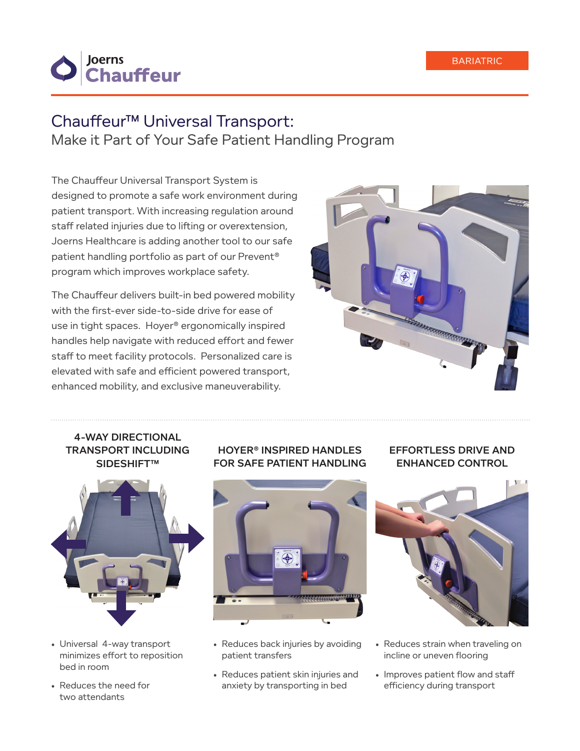Joerns Chauffeur

BARIATRIC

# Chauffeur™ Universal Transport:

## Make it Part of Your Safe Patient Handling Program

The Chauffeur Universal Transport System is designed to promote a safe work environment during patient transport. With increasing regulation around staff related injuries due to lifting or overextension, Joerns Healthcare is adding another tool to our safe patient handling portfolio as part of our Prevent® program which improves workplace safety.

The Chauffeur delivers built-in bed powered mobility with the first-ever side-to-side drive for ease of use in tight spaces. Hoyer® ergonomically inspired handles help navigate with reduced effort and fewer staff to meet facility protocols. Personalized care is elevated with safe and efficient powered transport, enhanced mobility, and exclusive maneuverability.

### 4-WAY DIRECTIONAL TRANSPORT INCLUDING SIDESHIFT™

- Universal 4-way transport minimizes effort to reposition bed in room
- Reduces the need for two attendants

### HOYER® INSPIRED HANDLES FOR SAFE PATIENT HANDLING

- Reduces back injuries by avoiding patient transfers
- Reduces patient skin injuries and anxiety by transporting in bed

### EFFORTLESS DRIVE AND ENHANCED CONTROL

- Reduces strain when traveling on incline or uneven flooring
- Improves patient flow and staff efficiency during transport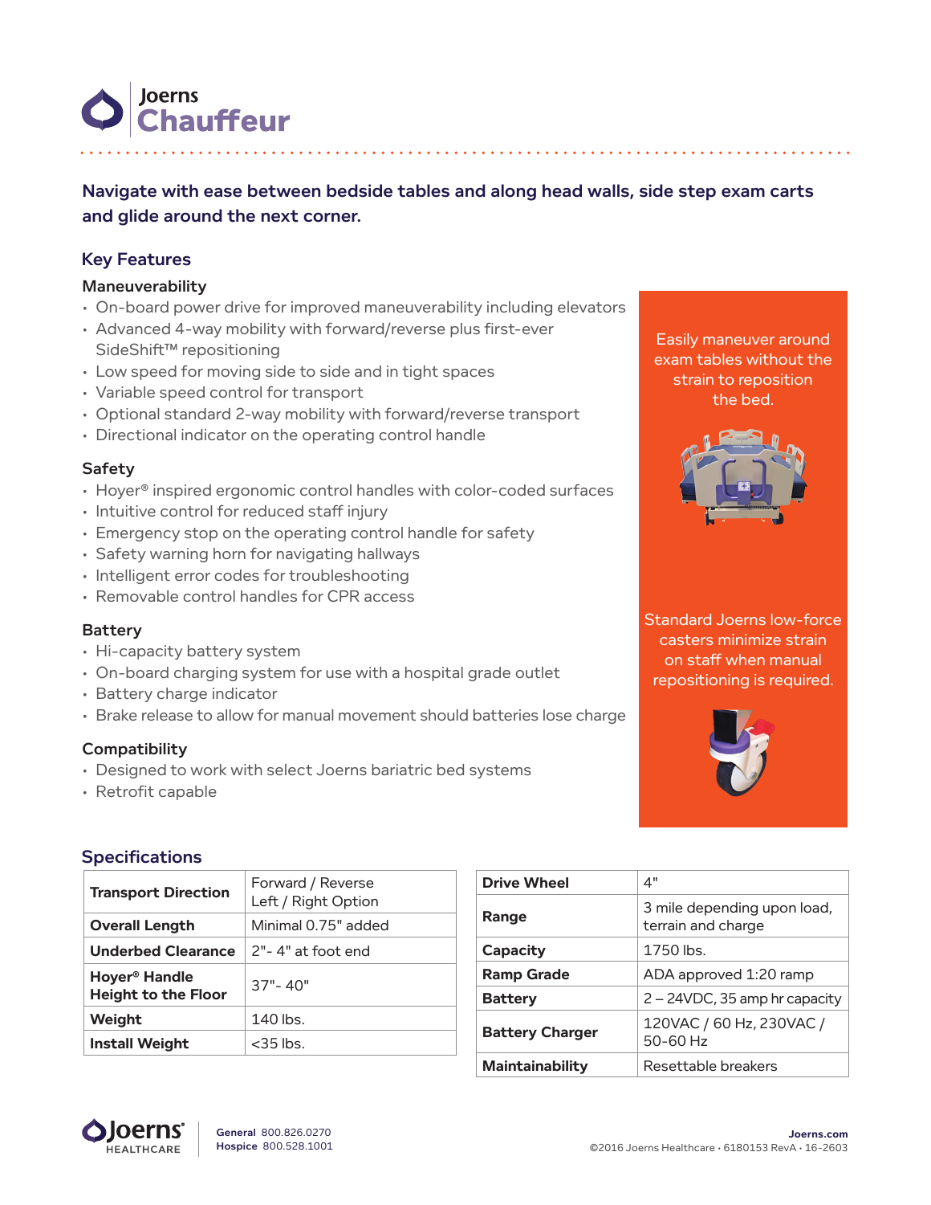# Joerns Chauffeur

**Navigate with ease between bedside tables and along head walls, side step exam carts and glide around the next corner.**

## Key Features

### Maneuverability

- On-board power drive for improved maneuverability including elevators
- Advanced 4-way mobility with forward/reverse plus first-ever SideShift™ repositioning
- Low speed for moving side to side and in tight spaces
- Variable speed control for transport
- Optional standard 2-way mobility with forward/reverse transport
- Directional indicator on the operating control handle

### Safety

- Hoyer® inspired ergonomic control handles with color-coded surfaces
- Intuitive control for reduced staff injury
- Emergency stop on the operating control handle for safety
- Safety warning horn for navigating hallways
- Intelligent error codes for troubleshooting
- Removable control handles for CPR access

### Battery

- Hi-capacity battery system
- On-board charging system for use with a hospital grade outlet
- Battery charge indicator
- Brake release to allow for manual movement should batteries lose charge

### Compatibility

- Designed to work with select Joerns bariatric bed systems
- Retrofit capable

Easily maneuver around exam tables without the strain to reposition the bed.

Standard Joerns low-force casters minimize strain on staff when manual repositioning is required.

## Specifications

| | |
|---|---|
| **Transport Direction** | Forward / Reverse Left / Right Option |
| **Overall Length** | Minimal 0.75" added |
| **Underbed Clearance** | 2"- 4" at foot end |
| **Hoyer® Handle Height to the Floor** | 37"- 40" |
| **Weight** | 140 lbs. |
| **Install Weight** | <35 lbs. |

| | |
|---|---|
| **Drive Wheel** | 4" |
| **Range** | 3 mile depending upon load, terrain and charge |
| **Capacity** | 1750 lbs. |
| **Ramp Grade** | ADA approved 1:20 ramp |
| **Battery** | 2 – 24VDC, 35 amp hr capacity |
| **Battery Charger** | 120VAC / 60 Hz, 230VAC / 50-60 Hz |
| **Maintainability** | Resettable breakers |

Joerns HEALTHCARE

**General** 800.826.0270
**Hospice** 800.528.1001

**Joerns.com**
©2016 Joerns Healthcare • 6180153 RevA • 16-2603